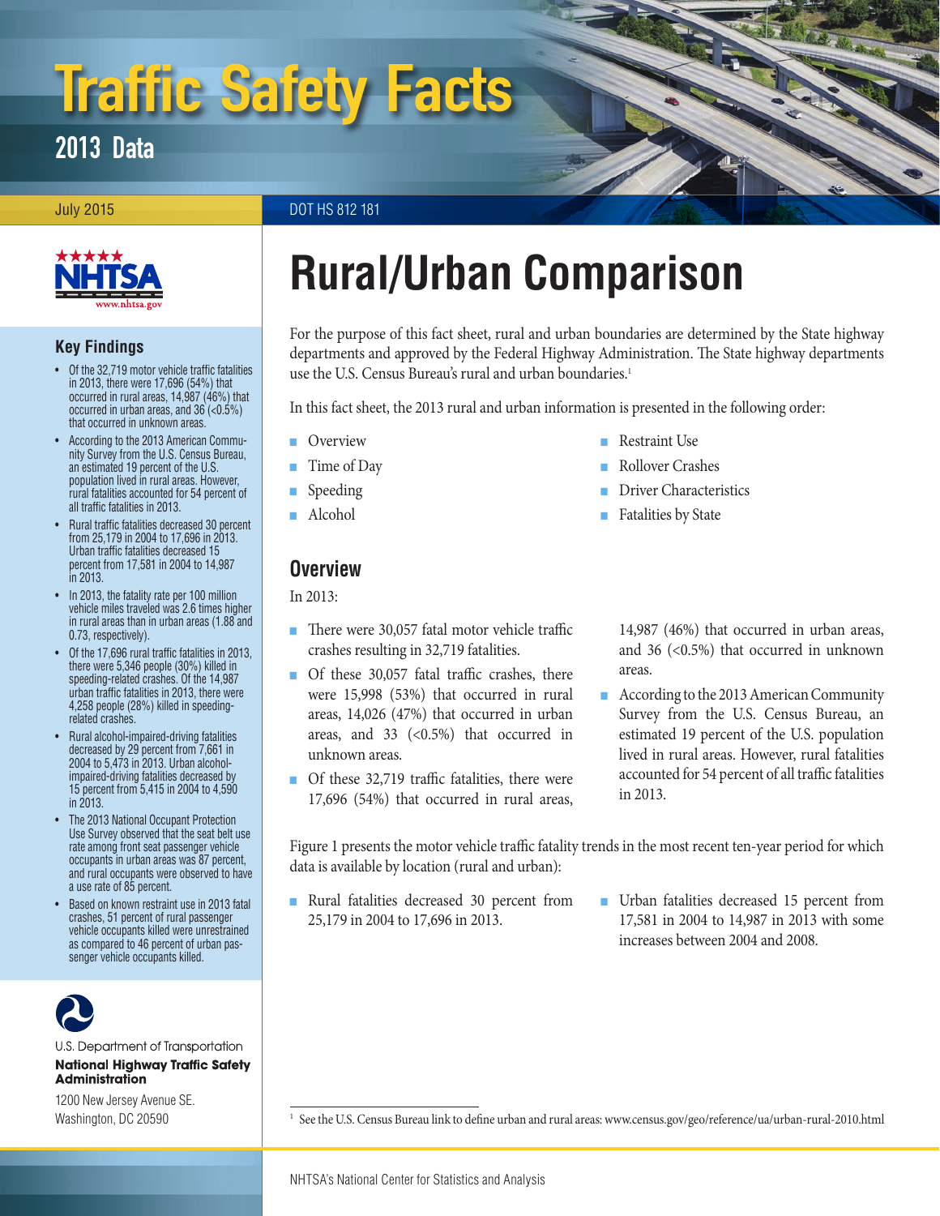# Traffic Safety Facts

## 2013 Data

July 2015 DOT HS 812 181

# Rural/Urban Comparison

### Key Findings

- Of the 32,719 motor vehicle traffic fatalities in 2013, there were 17,696 (54%) that occurred in rural areas, 14,987 (46%) that occurred in urban areas, and 36 (<0.5%) that occurred in unknown areas.
- According to the 2013 American Community Survey from the U.S. Census Bureau, an estimated 19 percent of the U.S. population lived in rural areas. However, rural fatalities accounted for 54 percent of all traffic fatalities in 2013.
- Rural traffic fatalities decreased 30 percent from 25,179 in 2004 to 17,696 in 2013. Urban traffic fatalities decreased 15 percent from 17,581 in 2004 to 14,987 in 2013.
- In 2013, the fatality rate per 100 million vehicle miles traveled was 2.6 times higher in rural areas than in urban areas (1.88 and 0.73, respectively).
- Of the 17,696 rural traffic fatalities in 2013, there were 5,346 people (30%) killed in speeding-related crashes. Of the 14,987 urban traffic fatalities in 2013, there were 4,258 people (28%) killed in speeding-related crashes.
- Rural alcohol-impaired-driving fatalities decreased by 29 percent from 7,661 in 2004 to 5,473 in 2013. Urban alcohol-impaired-driving fatalities decreased by 15 percent from 5,415 in 2004 to 4,590 in 2013.
- The 2013 National Occupant Protection Use Survey observed that the seat belt use rate among front seat passenger vehicle occupants in urban areas was 87 percent, and rural occupants were observed to have a use rate of 85 percent.
- Based on known restraint use in 2013 fatal crashes, 51 percent of rural passenger vehicle occupants killed were unrestrained as compared to 46 percent of urban passenger vehicle occupants killed.

U.S. Department of Transportation
**National Highway Traffic Safety Administration**
1200 New Jersey Avenue SE.
Washington, DC 20590

For the purpose of this fact sheet, rural and urban boundaries are determined by the State highway departments and approved by the Federal Highway Administration. The State highway departments use the U.S. Census Bureau's rural and urban boundaries.[1]

In this fact sheet, the 2013 rural and urban information is presented in the following order:

- Overview
- Time of Day
- Speeding
- Alcohol
- Restraint Use
- Rollover Crashes
- Driver Characteristics
- Fatalities by State

## Overview

In 2013:

- There were 30,057 fatal motor vehicle traffic crashes resulting in 32,719 fatalities.
- Of these 30,057 fatal traffic crashes, there were 15,998 (53%) that occurred in rural areas, 14,026 (47%) that occurred in urban areas, and 33 (<0.5%) that occurred in unknown areas.
- Of these 32,719 traffic fatalities, there were 17,696 (54%) that occurred in rural areas, 14,987 (46%) that occurred in urban areas, and 36 (<0.5%) that occurred in unknown areas.
- According to the 2013 American Community Survey from the U.S. Census Bureau, an estimated 19 percent of the U.S. population lived in rural areas. However, rural fatalities accounted for 54 percent of all traffic fatalities in 2013.

Figure 1 presents the motor vehicle traffic fatality trends in the most recent ten-year period for which data is available by location (rural and urban):

- Rural fatalities decreased 30 percent from 25,179 in 2004 to 17,696 in 2013.
- Urban fatalities decreased 15 percent from 17,581 in 2004 to 14,987 in 2013 with some increases between 2004 and 2008.

[1] See the U.S. Census Bureau link to define urban and rural areas: www.census.gov/geo/reference/ua/urban-rural-2010.html

NHTSA's National Center for Statistics and Analysis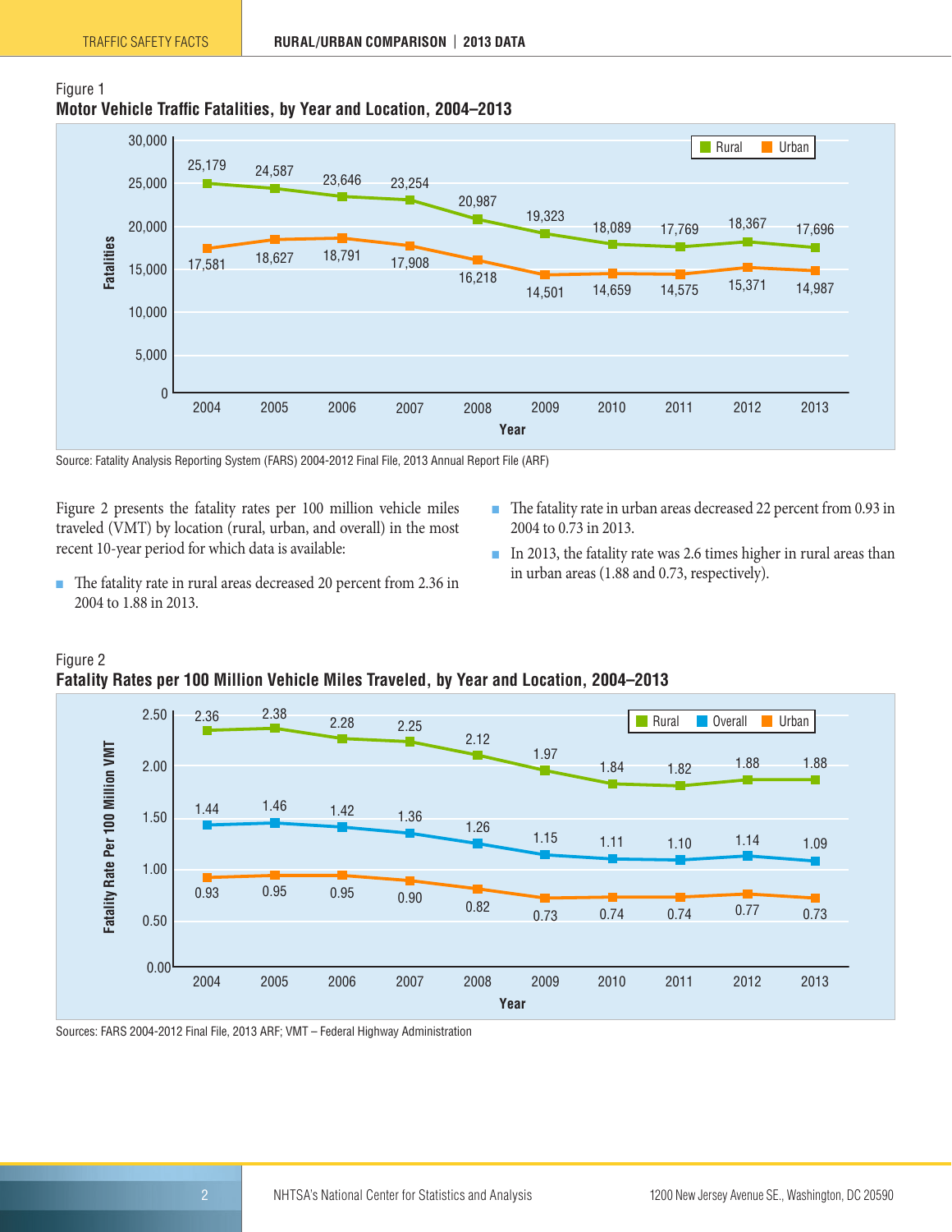Figure 1

**Motor Vehicle Traffic Fatalities, by Year and Location, 2004–2013**

| Year | Rural | Urban |
|---|---|---|
| 2004 | 25,179 | 17,581 |
| 2005 | 24,587 | 18,627 |
| 2006 | 23,646 | 18,791 |
| 2007 | 23,254 | 17,908 |
| 2008 | 20,987 | 16,218 |
| 2009 | 19,323 | 14,501 |
| 2010 | 18,089 | 14,659 |
| 2011 | 17,769 | 14,575 |
| 2012 | 18,367 | 15,371 |
| 2013 | 17,696 | 14,987 |

Source: Fatality Analysis Reporting System (FARS) 2004-2012 Final File, 2013 Annual Report File (ARF)

Figure 2 presents the fatality rates per 100 million vehicle miles traveled (VMT) by location (rural, urban, and overall) in the most recent 10-year period for which data is available:

- The fatality rate in rural areas decreased 20 percent from 2.36 in 2004 to 1.88 in 2013.
- The fatality rate in urban areas decreased 22 percent from 0.93 in 2004 to 0.73 in 2013.
- In 2013, the fatality rate was 2.6 times higher in rural areas than in urban areas (1.88 and 0.73, respectively).

Figure 2

**Fatality Rates per 100 Million Vehicle Miles Traveled, by Year and Location, 2004–2013**

| Year | Rural | Overall | Urban |
|---|---|---|---|
| 2004 | 2.36 | 1.44 | 0.93 |
| 2005 | 2.38 | 1.46 | 0.95 |
| 2006 | 2.28 | 1.42 | 0.95 |
| 2007 | 2.25 | 1.36 | 0.90 |
| 2008 | 2.12 | 1.26 | 0.82 |
| 2009 | 1.97 | 1.15 | 0.73 |
| 2010 | 1.84 | 1.11 | 0.74 |
| 2011 | 1.82 | 1.10 | 0.74 |
| 2012 | 1.88 | 1.14 | 0.77 |
| 2013 | 1.88 | 1.09 | 0.73 |

Sources: FARS 2004-2012 Final File, 2013 ARF; VMT – Federal Highway Administration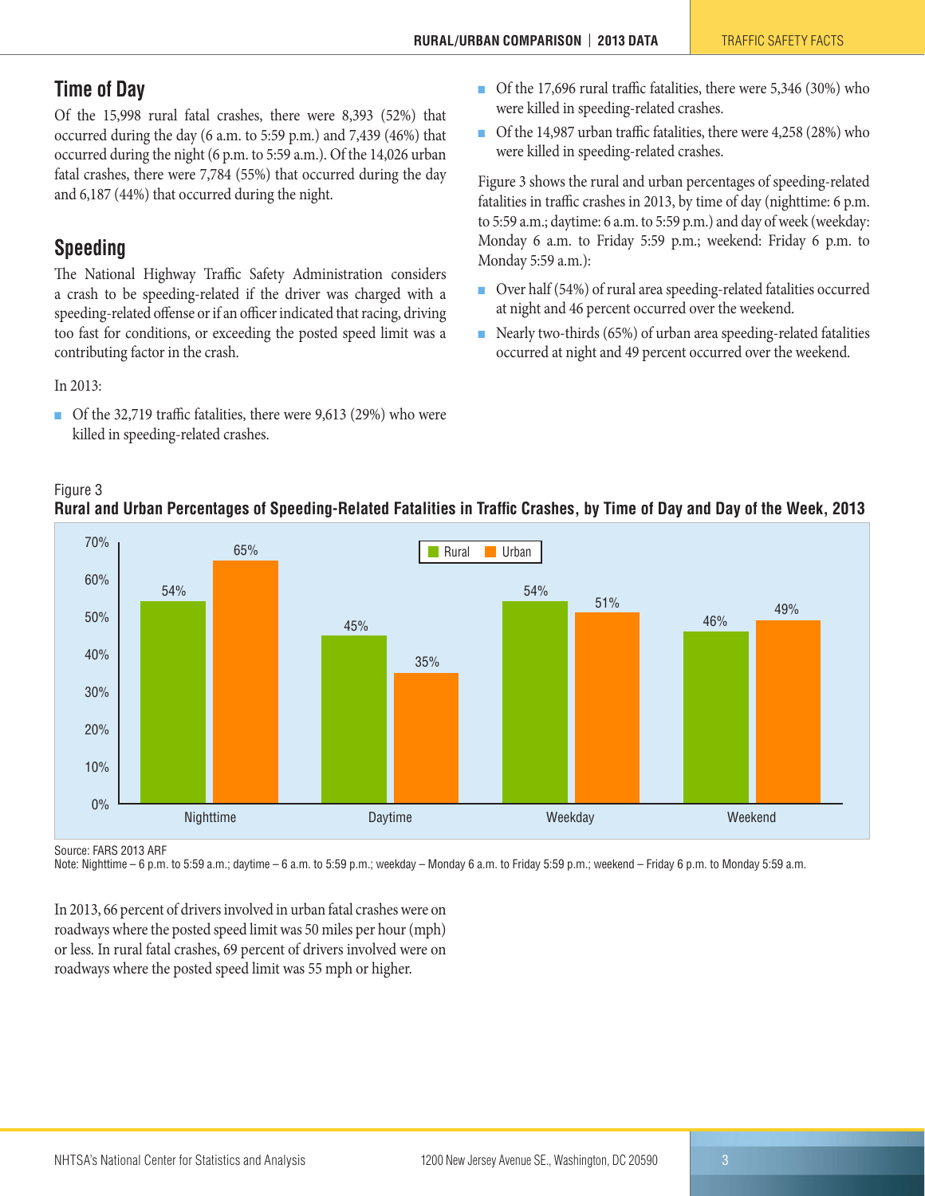## Time of Day

Of the 15,998 rural fatal crashes, there were 8,393 (52%) that occurred during the day (6 a.m. to 5:59 p.m.) and 7,439 (46%) that occurred during the night (6 p.m. to 5:59 a.m.). Of the 14,026 urban fatal crashes, there were 7,784 (55%) that occurred during the day and 6,187 (44%) that occurred during the night.

## Speeding

The National Highway Traffic Safety Administration considers a crash to be speeding-related if the driver was charged with a speeding-related offense or if an officer indicated that racing, driving too fast for conditions, or exceeding the posted speed limit was a contributing factor in the crash.

In 2013:

- Of the 32,719 traffic fatalities, there were 9,613 (29%) who were killed in speeding-related crashes.
- Of the 17,696 rural traffic fatalities, there were 5,346 (30%) who were killed in speeding-related crashes.
- Of the 14,987 urban traffic fatalities, there were 4,258 (28%) who were killed in speeding-related crashes.

Figure 3 shows the rural and urban percentages of speeding-related fatalities in traffic crashes in 2013, by time of day (nighttime: 6 p.m. to 5:59 a.m.; daytime: 6 a.m. to 5:59 p.m.) and day of week (weekday: Monday 6 a.m. to Friday 5:59 p.m.; weekend: Friday 6 p.m. to Monday 5:59 a.m.):

- Over half (54%) of rural area speeding-related fatalities occurred at night and 46 percent occurred over the weekend.
- Nearly two-thirds (65%) of urban area speeding-related fatalities occurred at night and 49 percent occurred over the weekend.

Figure 3

**Rural and Urban Percentages of Speeding-Related Fatalities in Traffic Crashes, by Time of Day and Day of the Week, 2013**

| | Rural | Urban |
|---|---|---|
| Nighttime | 54% | 65% |
| Daytime | 45% | 35% |
| Weekday | 54% | 51% |
| Weekend | 46% | 49% |

Source: FARS 2013 ARF

Note: Nighttime – 6 p.m. to 5:59 a.m.; daytime – 6 a.m. to 5:59 p.m.; weekday – Monday 6 a.m. to Friday 5:59 p.m.; weekend – Friday 6 p.m. to Monday 5:59 a.m.

In 2013, 66 percent of drivers involved in urban fatal crashes were on roadways where the posted speed limit was 50 miles per hour (mph) or less. In rural fatal crashes, 69 percent of drivers involved were on roadways where the posted speed limit was 55 mph or higher.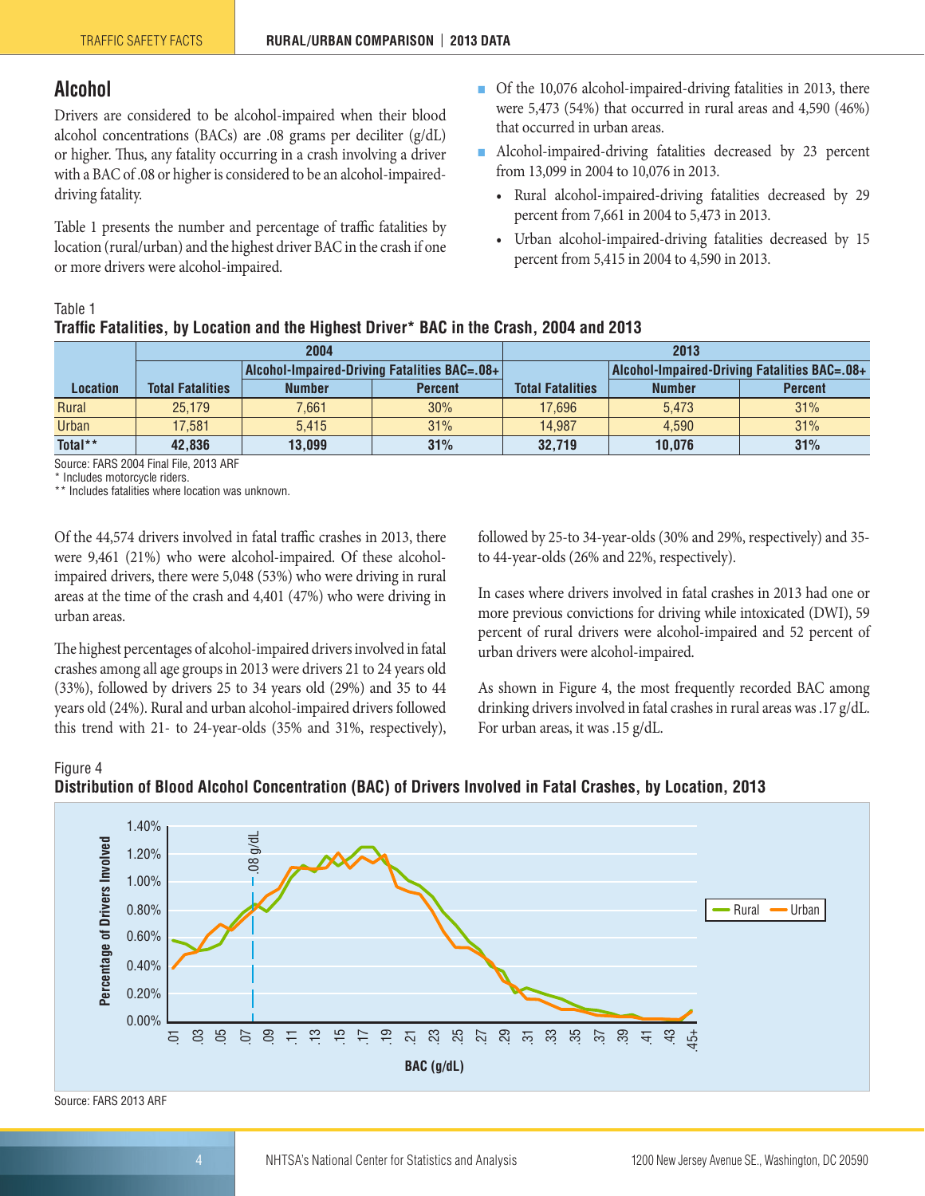## Alcohol

Drivers are considered to be alcohol-impaired when their blood alcohol concentrations (BACs) are .08 grams per deciliter (g/dL) or higher. Thus, any fatality occurring in a crash involving a driver with a BAC of .08 or higher is considered to be an alcohol-impaired-driving fatality.

Table 1 presents the number and percentage of traffic fatalities by location (rural/urban) and the highest driver BAC in the crash if one or more drivers were alcohol-impaired.

- Of the 10,076 alcohol-impaired-driving fatalities in 2013, there were 5,473 (54%) that occurred in rural areas and 4,590 (46%) that occurred in urban areas.
- Alcohol-impaired-driving fatalities decreased by 23 percent from 13,099 in 2004 to 10,076 in 2013.
  - Rural alcohol-impaired-driving fatalities decreased by 29 percent from 7,661 in 2004 to 5,473 in 2013.
  - Urban alcohol-impaired-driving fatalities decreased by 15 percent from 5,415 in 2004 to 4,590 in 2013.

Table 1
**Traffic Fatalities, by Location and the Highest Driver* BAC in the Crash, 2004 and 2013**

| Location | 2004 | | | 2013 | | |
|---|---|---|---|---|---|---|
| | Total Fatalities | Alcohol-Impaired-Driving Fatalities BAC=.08+ | | Total Fatalities | Alcohol-Impaired-Driving Fatalities BAC=.08+ | |
| | | Number | Percent | | Number | Percent |
| Rural | 25,179 | 7,661 | 30% | 17,696 | 5,473 | 31% |
| Urban | 17,581 | 5,415 | 31% | 14,987 | 4,590 | 31% |
| **Total**** | **42,836** | **13,099** | **31%** | **32,719** | **10,076** | **31%** |

Source: FARS 2004 Final File, 2013 ARF
\* Includes motorcycle riders.
\*\* Includes fatalities where location was unknown.

Of the 44,574 drivers involved in fatal traffic crashes in 2013, there were 9,461 (21%) who were alcohol-impaired. Of these alcohol-impaired drivers, there were 5,048 (53%) who were driving in rural areas at the time of the crash and 4,401 (47%) who were driving in urban areas.

The highest percentages of alcohol-impaired drivers involved in fatal crashes among all age groups in 2013 were drivers 21 to 24 years old (33%), followed by drivers 25 to 34 years old (29%) and 35 to 44 years old (24%). Rural and urban alcohol-impaired drivers followed this trend with 21- to 24-year-olds (35% and 31%, respectively), followed by 25-to 34-year-olds (30% and 29%, respectively) and 35- to 44-year-olds (26% and 22%, respectively).

In cases where drivers involved in fatal crashes in 2013 had one or more previous convictions for driving while intoxicated (DWI), 59 percent of rural drivers were alcohol-impaired and 52 percent of urban drivers were alcohol-impaired.

As shown in Figure 4, the most frequently recorded BAC among drinking drivers involved in fatal crashes in rural areas was .17 g/dL. For urban areas, it was .15 g/dL.

Figure 4
**Distribution of Blood Alcohol Concentration (BAC) of Drivers Involved in Fatal Crashes, by Location, 2013**

Source: FARS 2013 ARF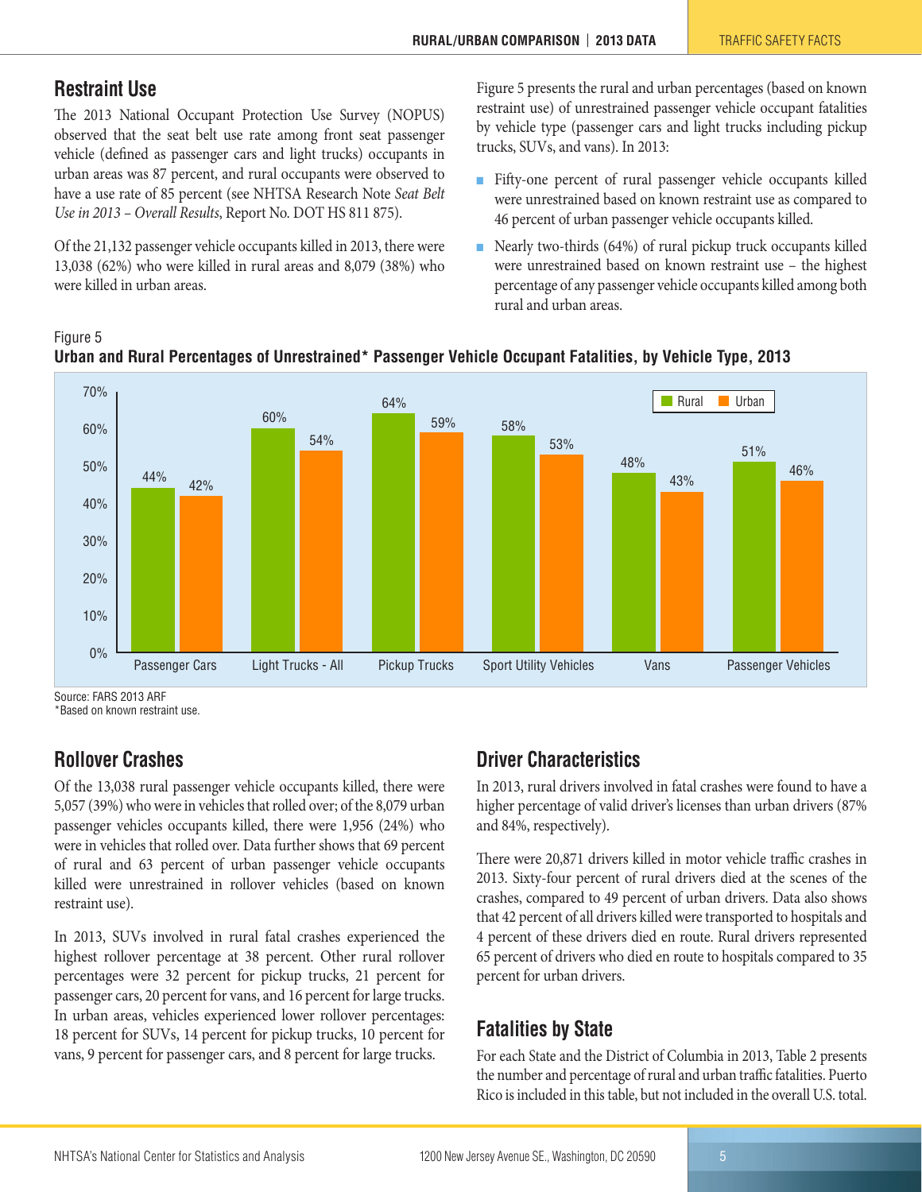## Restraint Use

The 2013 National Occupant Protection Use Survey (NOPUS) observed that the seat belt use rate among front seat passenger vehicle (defined as passenger cars and light trucks) occupants in urban areas was 87 percent, and rural occupants were observed to have a use rate of 85 percent (see NHTSA Research Note *Seat Belt Use in 2013 – Overall Results*, Report No. DOT HS 811 875).

Of the 21,132 passenger vehicle occupants killed in 2013, there were 13,038 (62%) who were killed in rural areas and 8,079 (38%) who were killed in urban areas.

Figure 5 presents the rural and urban percentages (based on known restraint use) of unrestrained passenger vehicle occupant fatalities by vehicle type (passenger cars and light trucks including pickup trucks, SUVs, and vans). In 2013:

- Fifty-one percent of rural passenger vehicle occupants killed were unrestrained based on known restraint use as compared to 46 percent of urban passenger vehicle occupants killed.
- Nearly two-thirds (64%) of rural pickup truck occupants killed were unrestrained based on known restraint use – the highest percentage of any passenger vehicle occupants killed among both rural and urban areas.

Figure 5

**Urban and Rural Percentages of Unrestrained\* Passenger Vehicle Occupant Fatalities, by Vehicle Type, 2013**

| Vehicle Type | Rural | Urban |
|---|---|---|
| Passenger Cars | 44% | 42% |
| Light Trucks - All | 60% | 54% |
| Pickup Trucks | 64% | 59% |
| Sport Utility Vehicles | 58% | 53% |
| Vans | 48% | 43% |
| Passenger Vehicles | 51% | 46% |

Source: FARS 2013 ARF
\*Based on known restraint use.

## Rollover Crashes

Of the 13,038 rural passenger vehicle occupants killed, there were 5,057 (39%) who were in vehicles that rolled over; of the 8,079 urban passenger vehicles occupants killed, there were 1,956 (24%) who were in vehicles that rolled over. Data further shows that 69 percent of rural and 63 percent of urban passenger vehicle occupants killed were unrestrained in rollover vehicles (based on known restraint use).

In 2013, SUVs involved in rural fatal crashes experienced the highest rollover percentage at 38 percent. Other rural rollover percentages were 32 percent for pickup trucks, 21 percent for passenger cars, 20 percent for vans, and 16 percent for large trucks. In urban areas, vehicles experienced lower rollover percentages: 18 percent for SUVs, 14 percent for pickup trucks, 10 percent for vans, 9 percent for passenger cars, and 8 percent for large trucks.

## Driver Characteristics

In 2013, rural drivers involved in fatal crashes were found to have a higher percentage of valid driver's licenses than urban drivers (87% and 84%, respectively).

There were 20,871 drivers killed in motor vehicle traffic crashes in 2013. Sixty-four percent of rural drivers died at the scenes of the crashes, compared to 49 percent of urban drivers. Data also shows that 42 percent of all drivers killed were transported to hospitals and 4 percent of these drivers died en route. Rural drivers represented 65 percent of drivers who died en route to hospitals compared to 35 percent for urban drivers.

## Fatalities by State

For each State and the District of Columbia in 2013, Table 2 presents the number and percentage of rural and urban traffic fatalities. Puerto Rico is included in this table, but not included in the overall U.S. total.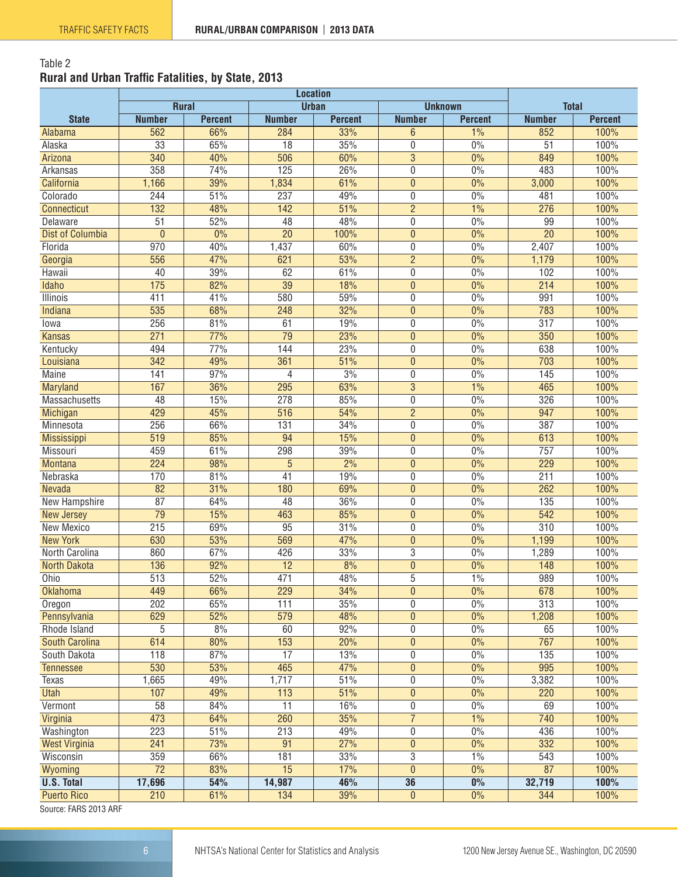Table 2

**Rural and Urban Traffic Fatalities, by State, 2013**

| | Location | | | | | | | |
|---|---|---|---|---|---|---|---|---|
| | Rural | | Urban | | Unknown | | Total | |
| State | Number | Percent | Number | Percent | Number | Percent | Number | Percent |
| Alabama | 562 | 66% | 284 | 33% | 6 | 1% | 852 | 100% |
| Alaska | 33 | 65% | 18 | 35% | 0 | 0% | 51 | 100% |
| Arizona | 340 | 40% | 506 | 60% | 3 | 0% | 849 | 100% |
| Arkansas | 358 | 74% | 125 | 26% | 0 | 0% | 483 | 100% |
| California | 1,166 | 39% | 1,834 | 61% | 0 | 0% | 3,000 | 100% |
| Colorado | 244 | 51% | 237 | 49% | 0 | 0% | 481 | 100% |
| Connecticut | 132 | 48% | 142 | 51% | 2 | 1% | 276 | 100% |
| Delaware | 51 | 52% | 48 | 48% | 0 | 0% | 99 | 100% |
| Dist of Columbia | 0 | 0% | 20 | 100% | 0 | 0% | 20 | 100% |
| Florida | 970 | 40% | 1,437 | 60% | 0 | 0% | 2,407 | 100% |
| Georgia | 556 | 47% | 621 | 53% | 2 | 0% | 1,179 | 100% |
| Hawaii | 40 | 39% | 62 | 61% | 0 | 0% | 102 | 100% |
| Idaho | 175 | 82% | 39 | 18% | 0 | 0% | 214 | 100% |
| Illinois | 411 | 41% | 580 | 59% | 0 | 0% | 991 | 100% |
| Indiana | 535 | 68% | 248 | 32% | 0 | 0% | 783 | 100% |
| Iowa | 256 | 81% | 61 | 19% | 0 | 0% | 317 | 100% |
| Kansas | 271 | 77% | 79 | 23% | 0 | 0% | 350 | 100% |
| Kentucky | 494 | 77% | 144 | 23% | 0 | 0% | 638 | 100% |
| Louisiana | 342 | 49% | 361 | 51% | 0 | 0% | 703 | 100% |
| Maine | 141 | 97% | 4 | 3% | 0 | 0% | 145 | 100% |
| Maryland | 167 | 36% | 295 | 63% | 3 | 1% | 465 | 100% |
| Massachusetts | 48 | 15% | 278 | 85% | 0 | 0% | 326 | 100% |
| Michigan | 429 | 45% | 516 | 54% | 2 | 0% | 947 | 100% |
| Minnesota | 256 | 66% | 131 | 34% | 0 | 0% | 387 | 100% |
| Mississippi | 519 | 85% | 94 | 15% | 0 | 0% | 613 | 100% |
| Missouri | 459 | 61% | 298 | 39% | 0 | 0% | 757 | 100% |
| Montana | 224 | 98% | 5 | 2% | 0 | 0% | 229 | 100% |
| Nebraska | 170 | 81% | 41 | 19% | 0 | 0% | 211 | 100% |
| Nevada | 82 | 31% | 180 | 69% | 0 | 0% | 262 | 100% |
| New Hampshire | 87 | 64% | 48 | 36% | 0 | 0% | 135 | 100% |
| New Jersey | 79 | 15% | 463 | 85% | 0 | 0% | 542 | 100% |
| New Mexico | 215 | 69% | 95 | 31% | 0 | 0% | 310 | 100% |
| New York | 630 | 53% | 569 | 47% | 0 | 0% | 1,199 | 100% |
| North Carolina | 860 | 67% | 426 | 33% | 3 | 0% | 1,289 | 100% |
| North Dakota | 136 | 92% | 12 | 8% | 0 | 0% | 148 | 100% |
| Ohio | 513 | 52% | 471 | 48% | 5 | 1% | 989 | 100% |
| Oklahoma | 449 | 66% | 229 | 34% | 0 | 0% | 678 | 100% |
| Oregon | 202 | 65% | 111 | 35% | 0 | 0% | 313 | 100% |
| Pennsylvania | 629 | 52% | 579 | 48% | 0 | 0% | 1,208 | 100% |
| Rhode Island | 5 | 8% | 60 | 92% | 0 | 0% | 65 | 100% |
| South Carolina | 614 | 80% | 153 | 20% | 0 | 0% | 767 | 100% |
| South Dakota | 118 | 87% | 17 | 13% | 0 | 0% | 135 | 100% |
| Tennessee | 530 | 53% | 465 | 47% | 0 | 0% | 995 | 100% |
| Texas | 1,665 | 49% | 1,717 | 51% | 0 | 0% | 3,382 | 100% |
| Utah | 107 | 49% | 113 | 51% | 0 | 0% | 220 | 100% |
| Vermont | 58 | 84% | 11 | 16% | 0 | 0% | 69 | 100% |
| Virginia | 473 | 64% | 260 | 35% | 7 | 1% | 740 | 100% |
| Washington | 223 | 51% | 213 | 49% | 0 | 0% | 436 | 100% |
| West Virginia | 241 | 73% | 91 | 27% | 0 | 0% | 332 | 100% |
| Wisconsin | 359 | 66% | 181 | 33% | 3 | 1% | 543 | 100% |
| Wyoming | 72 | 83% | 15 | 17% | 0 | 0% | 87 | 100% |
| **U.S. Total** | **17,696** | **54%** | **14,987** | **46%** | **36** | **0%** | **32,719** | **100%** |
| Puerto Rico | 210 | 61% | 134 | 39% | 0 | 0% | 344 | 100% |

Source: FARS 2013 ARF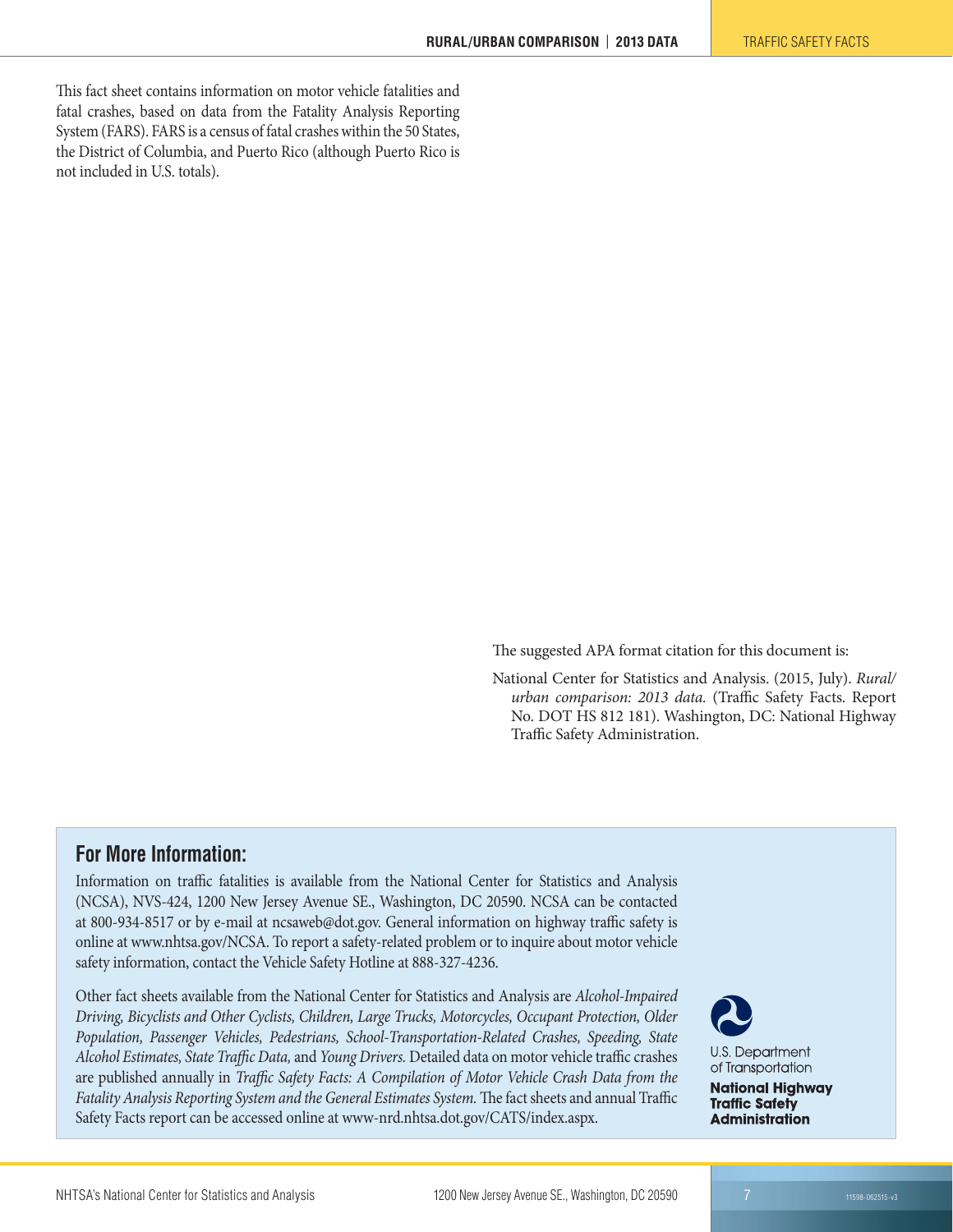This fact sheet contains information on motor vehicle fatalities and fatal crashes, based on data from the Fatality Analysis Reporting System (FARS). FARS is a census of fatal crashes within the 50 States, the District of Columbia, and Puerto Rico (although Puerto Rico is not included in U.S. totals).

The suggested APA format citation for this document is:

National Center for Statistics and Analysis. (2015, July). *Rural/urban comparison: 2013 data.* (Traffic Safety Facts. Report No. DOT HS 812 181). Washington, DC: National Highway Traffic Safety Administration.

## For More Information:

Information on traffic fatalities is available from the National Center for Statistics and Analysis (NCSA), NVS-424, 1200 New Jersey Avenue SE., Washington, DC 20590. NCSA can be contacted at 800-934-8517 or by e-mail at ncsaweb@dot.gov. General information on highway traffic safety is online at www.nhtsa.gov/NCSA. To report a safety-related problem or to inquire about motor vehicle safety information, contact the Vehicle Safety Hotline at 888-327-4236.

Other fact sheets available from the National Center for Statistics and Analysis are *Alcohol-Impaired Driving, Bicyclists and Other Cyclists, Children, Large Trucks, Motorcycles, Occupant Protection, Older Population, Passenger Vehicles, Pedestrians, School-Transportation-Related Crashes, Speeding, State Alcohol Estimates, State Traffic Data,* and *Young Drivers.* Detailed data on motor vehicle traffic crashes are published annually in *Traffic Safety Facts: A Compilation of Motor Vehicle Crash Data from the Fatality Analysis Reporting System and the General Estimates System.* The fact sheets and annual Traffic Safety Facts report can be accessed online at www-nrd.nhtsa.dot.gov/CATS/index.aspx.

U.S. Department of Transportation

**National Highway Traffic Safety Administration**